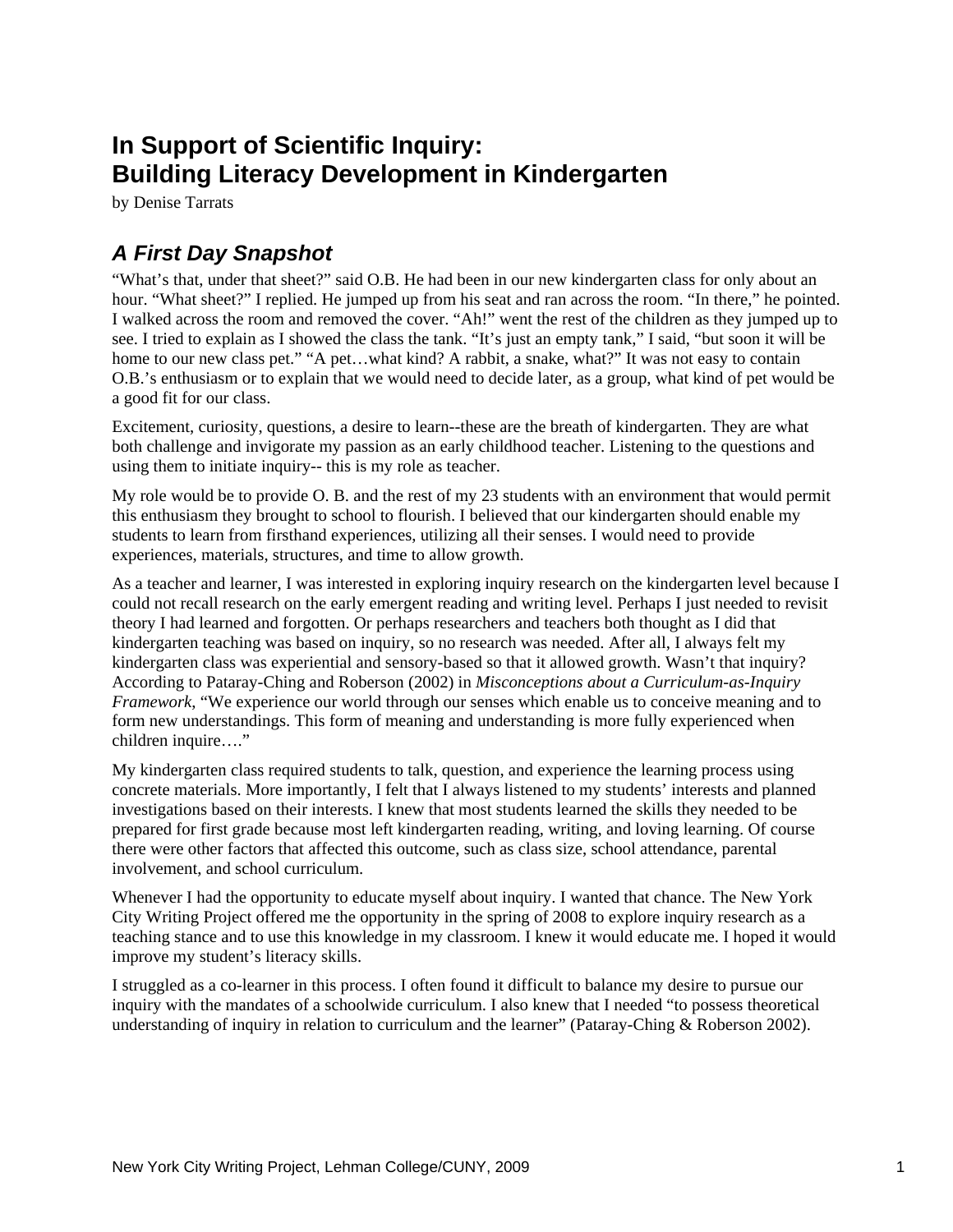# In Support of Scientific Inquiry: Building Literacy Development in Kindergarten

by Denise Tarrats

## *A First Day Snapshot*

"What's that, under that sheet?" said O.B. He had been in our new kindergarten class for only about an hour. "What sheet?" I replied. He jumped up from his seat and ran across the room. "In there," he pointed. I walked across the room and removed the cover. "Ah!" went the rest of the children as they jumped up to see. I tried to explain as I showed the class the tank. "It's just an empty tank," I said, "but soon it will be home to our new class pet." "A pet…what kind? A rabbit, a snake, what?" It was not easy to contain O.B.'s enthusiasm or to explain that we would need to decide later, as a group, what kind of pet would be a good fit for our class.

Excitement, curiosity, questions, a desire to learn--these are the breath of kindergarten. They are what both challenge and invigorate my passion as an early childhood teacher. Listening to the questions and using them to initiate inquiry-- this is my role as teacher.

My role would be to provide O. B. and the rest of my 23 students with an environment that would permit this enthusiasm they brought to school to flourish. I believed that our kindergarten should enable my students to learn from firsthand experiences, utilizing all their senses. I would need to provide experiences, materials, structures, and time to allow growth.

As a teacher and learner, I was interested in exploring inquiry research on the kindergarten level because I could not recall research on the early emergent reading and writing level. Perhaps I just needed to revisit theory I had learned and forgotten. Or perhaps researchers and teachers both thought as I did that kindergarten teaching was based on inquiry, so no research was needed. After all, I always felt my kindergarten class was experiential and sensory-based so that it allowed growth. Wasn't that inquiry? According to Pataray-Ching and Roberson (2002) in *Misconceptions about a Curriculum-as-Inquiry Framework*, "We experience our world through our senses which enable us to conceive meaning and to form new understandings. This form of meaning and understanding is more fully experienced when children inquire…."

My kindergarten class required students to talk, question, and experience the learning process using concrete materials. More importantly, I felt that I always listened to my students' interests and planned investigations based on their interests. I knew that most students learned the skills they needed to be prepared for first grade because most left kindergarten reading, writing, and loving learning. Of course there were other factors that affected this outcome, such as class size, school attendance, parental involvement, and school curriculum.

Whenever I had the opportunity to educate myself about inquiry. I wanted that chance. The New York City Writing Project offered me the opportunity in the spring of 2008 to explore inquiry research as a teaching stance and to use this knowledge in my classroom. I knew it would educate me. I hoped it would improve my student's literacy skills.

I struggled as a co-learner in this process. I often found it difficult to balance my desire to pursue our inquiry with the mandates of a schoolwide curriculum. I also knew that I needed "to possess theoretical understanding of inquiry in relation to curriculum and the learner" (Pataray-Ching & Roberson 2002).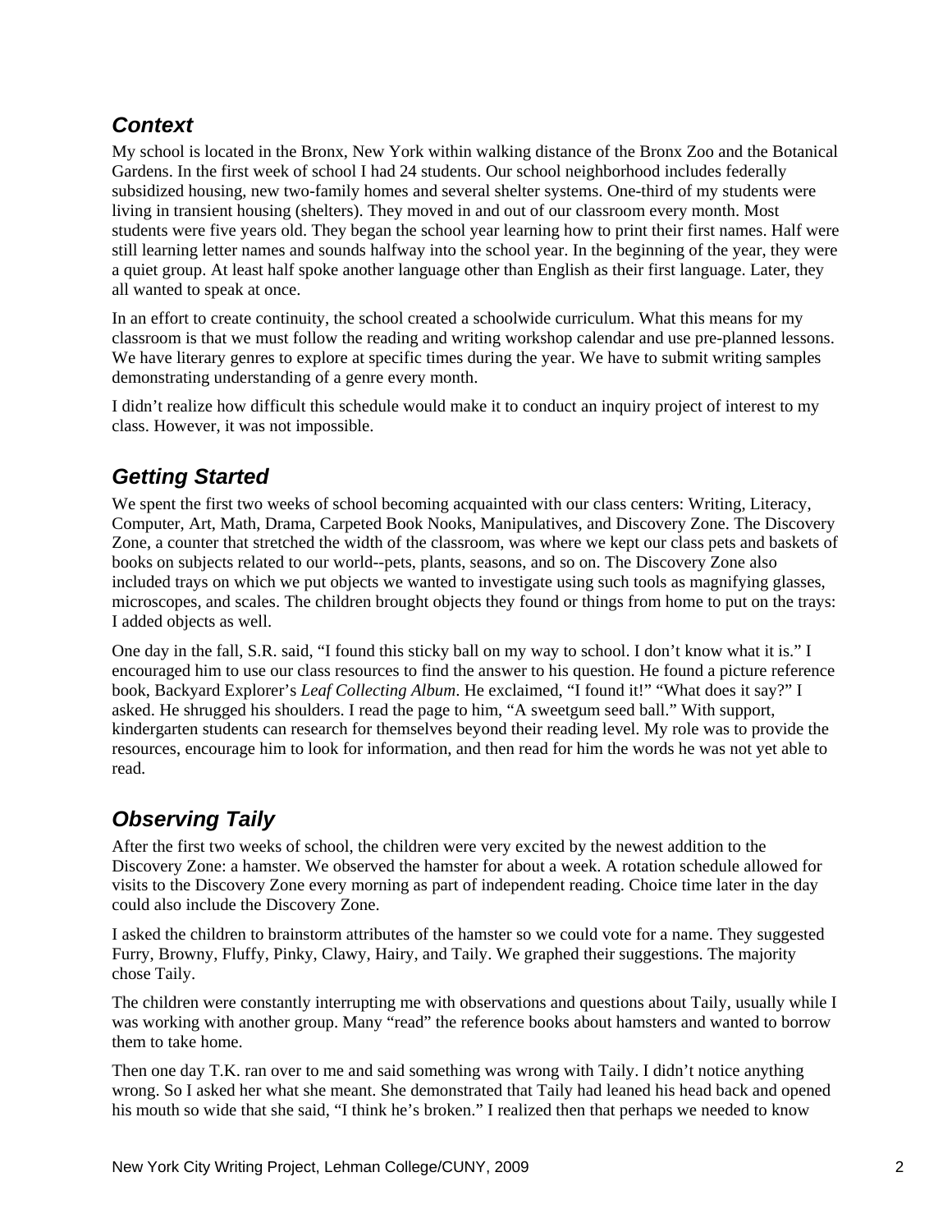## *Context*

My school is located in the Bronx, New York within walking distance of the Bronx Zoo and the Botanical Gardens. In the first week of school I had 24 students. Our school neighborhood includes federally subsidized housing, new two-family homes and several shelter systems. One-third of my students were living in transient housing (shelters). They moved in and out of our classroom every month. Most students were five years old. They began the school year learning how to print their first names. Half were still learning letter names and sounds halfway into the school year. In the beginning of the year, they were a quiet group. At least half spoke another language other than English as their first language. Later, they all wanted to speak at once.

In an effort to create continuity, the school created a schoolwide curriculum. What this means for my classroom is that we must follow the reading and writing workshop calendar and use pre-planned lessons. We have literary genres to explore at specific times during the year. We have to submit writing samples demonstrating understanding of a genre every month.

I didn't realize how difficult this schedule would make it to conduct an inquiry project of interest to my class. However, it was not impossible.

## *Getting Started*

We spent the first two weeks of school becoming acquainted with our class centers: Writing, Literacy, Computer, Art, Math, Drama, Carpeted Book Nooks, Manipulatives, and Discovery Zone. The Discovery Zone, a counter that stretched the width of the classroom, was where we kept our class pets and baskets of books on subjects related to our world--pets, plants, seasons, and so on. The Discovery Zone also included trays on which we put objects we wanted to investigate using such tools as magnifying glasses, microscopes, and scales. The children brought objects they found or things from home to put on the trays: I added objects as well.

One day in the fall, S.R. said, "I found this sticky ball on my way to school. I don't know what it is." I encouraged him to use our class resources to find the answer to his question. He found a picture reference book, Backyard Explorer's *Leaf Collecting Album*. He exclaimed, "I found it!" "What does it say?" I asked. He shrugged his shoulders. I read the page to him, "A sweetgum seed ball." With support, kindergarten students can research for themselves beyond their reading level. My role was to provide the resources, encourage him to look for information, and then read for him the words he was not yet able to read.

## *Observing Taily*

After the first two weeks of school, the children were very excited by the newest addition to the Discovery Zone: a hamster. We observed the hamster for about a week. A rotation schedule allowed for visits to the Discovery Zone every morning as part of independent reading. Choice time later in the day could also include the Discovery Zone.

I asked the children to brainstorm attributes of the hamster so we could vote for a name. They suggested Furry, Browny, Fluffy, Pinky, Clawy, Hairy, and Taily. We graphed their suggestions. The majority chose Taily.

The children were constantly interrupting me with observations and questions about Taily, usually while I was working with another group. Many "read" the reference books about hamsters and wanted to borrow them to take home.

Then one day T.K. ran over to me and said something was wrong with Taily. I didn't notice anything wrong. So I asked her what she meant. She demonstrated that Taily had leaned his head back and opened his mouth so wide that she said, "I think he's broken." I realized then that perhaps we needed to know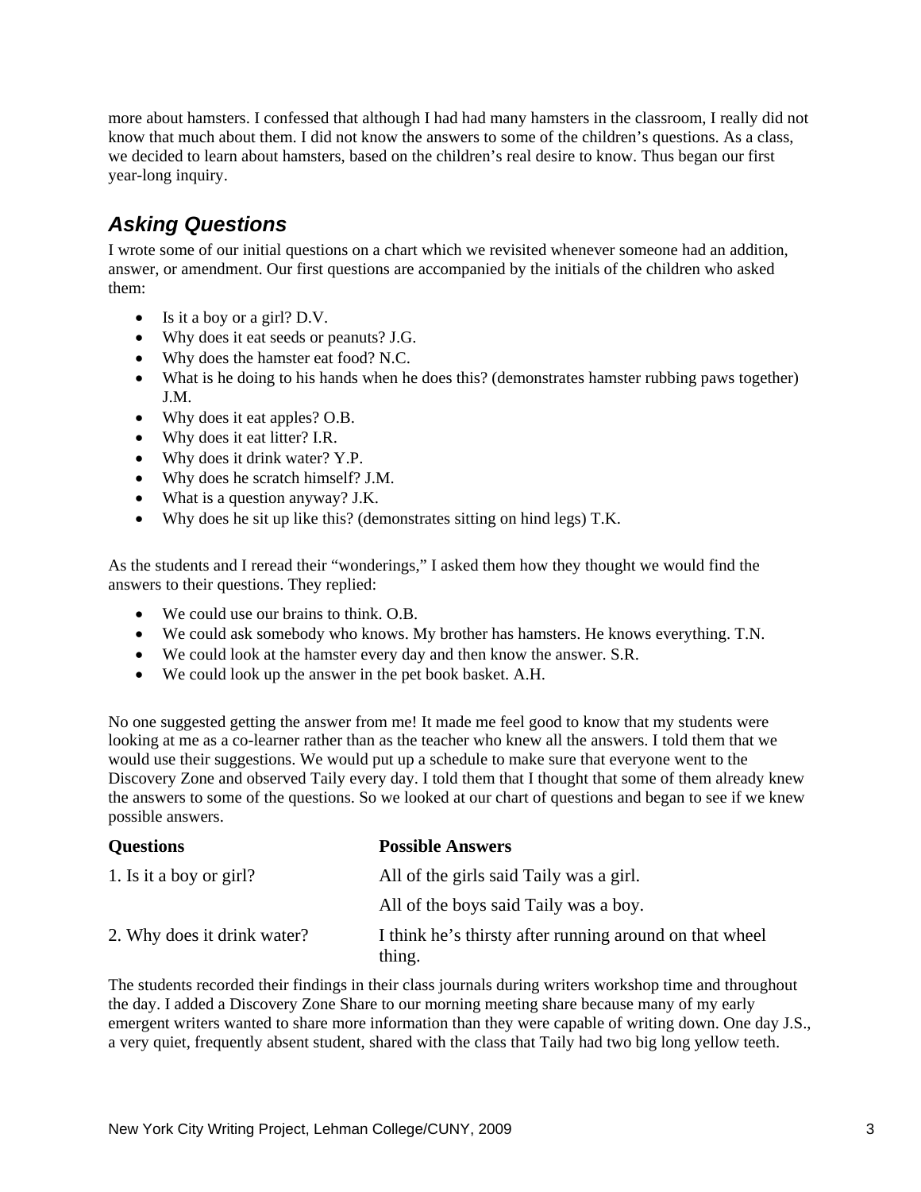more about hamsters. I confessed that although I had had many hamsters in the classroom, I really did not know that much about them. I did not know the answers to some of the children's questions. As a class, we decided to learn about hamsters, based on the children's real desire to know. Thus began our first year-long inquiry.

## *Asking Questions*

I wrote some of our initial questions on a chart which we revisited whenever someone had an addition, answer, or amendment. Our first questions are accompanied by the initials of the children who asked them:

- Is it a boy or a girl? D.V.
- Why does it eat seeds or peanuts? J.G.
- Why does the hamster eat food? N.C.
- What is he doing to his hands when he does this? (demonstrates hamster rubbing paws together) J.M.
- Why does it eat apples? O.B.
- Why does it eat litter? I.R.
- Why does it drink water? Y.P.
- Why does he scratch himself? J.M.
- What is a question anyway? J.K.
- Why does he sit up like this? (demonstrates sitting on hind legs) T.K.

As the students and I reread their "wonderings," I asked them how they thought we would find the answers to their questions. They replied:

- We could use our brains to think. O.B.
- We could ask somebody who knows. My brother has hamsters. He knows everything. T.N.
- We could look at the hamster every day and then know the answer. S.R.
- We could look up the answer in the pet book basket. A.H.

No one suggested getting the answer from me! It made me feel good to know that my students were looking at me as a co-learner rather than as the teacher who knew all the answers. I told them that we would use their suggestions. We would put up a schedule to make sure that everyone went to the Discovery Zone and observed Taily every day. I told them that I thought that some of them already knew the answers to some of the questions. So we looked at our chart of questions and began to see if we knew possible answers.

| **Questions** | **Possible Answers** |
|---|---|
| 1. Is it a boy or girl? | All of the girls said Taily was a girl. |
| | All of the boys said Taily was a boy. |
| 2. Why does it drink water? | I think he's thirsty after running around on that wheel thing. |

The students recorded their findings in their class journals during writers workshop time and throughout the day. I added a Discovery Zone Share to our morning meeting share because many of my early emergent writers wanted to share more information than they were capable of writing down. One day J.S., a very quiet, frequently absent student, shared with the class that Taily had two big long yellow teeth.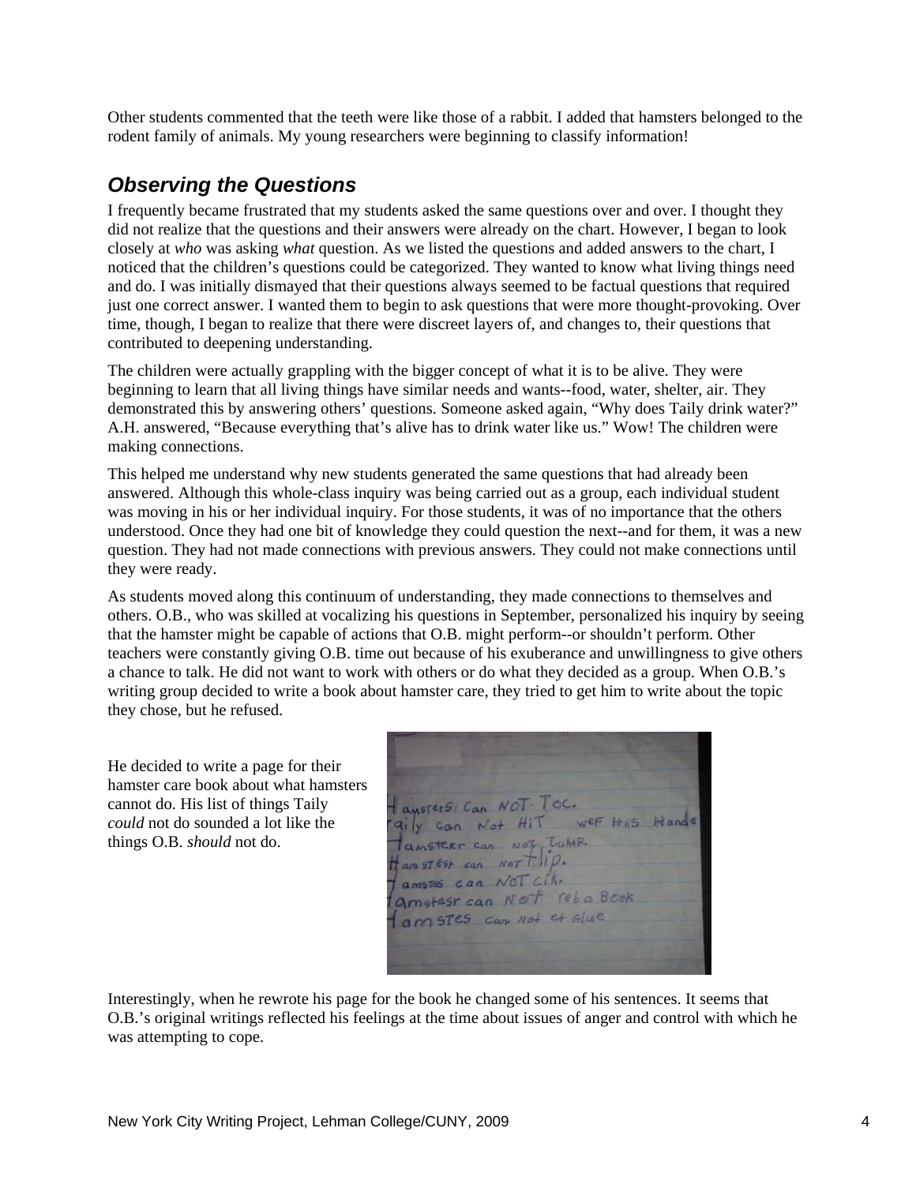Other students commented that the teeth were like those of a rabbit. I added that hamsters belonged to the rodent family of animals. My young researchers were beginning to classify information!

## *Observing the Questions*

I frequently became frustrated that my students asked the same questions over and over. I thought they did not realize that the questions and their answers were already on the chart. However, I began to look closely at *who* was asking *what* question. As we listed the questions and added answers to the chart, I noticed that the children's questions could be categorized. They wanted to know what living things need and do. I was initially dismayed that their questions always seemed to be factual questions that required just one correct answer. I wanted them to begin to ask questions that were more thought-provoking. Over time, though, I began to realize that there were discreet layers of, and changes to, their questions that contributed to deepening understanding.

The children were actually grappling with the bigger concept of what it is to be alive. They were beginning to learn that all living things have similar needs and wants--food, water, shelter, air. They demonstrated this by answering others' questions. Someone asked again, "Why does Taily drink water?" A.H. answered, "Because everything that's alive has to drink water like us." Wow! The children were making connections.

This helped me understand why new students generated the same questions that had already been answered. Although this whole-class inquiry was being carried out as a group, each individual student was moving in his or her individual inquiry. For those students, it was of no importance that the others understood. Once they had one bit of knowledge they could question the next--and for them, it was a new question. They had not made connections with previous answers. They could not make connections until they were ready.

As students moved along this continuum of understanding, they made connections to themselves and others. O.B., who was skilled at vocalizing his questions in September, personalized his inquiry by seeing that the hamster might be capable of actions that O.B. might perform--or shouldn't perform. Other teachers were constantly giving O.B. time out because of his exuberance and unwillingness to give others a chance to talk. He did not want to work with others or do what they decided as a group. When O.B.'s writing group decided to write a book about hamster care, they tried to get him to write about the topic they chose, but he refused.

He decided to write a page for their hamster care book about what hamsters cannot do. His list of things Taily *could* not do sounded a lot like the things O.B. *should* not do.

Interestingly, when he rewrote his page for the book he changed some of his sentences. It seems that O.B.'s original writings reflected his feelings at the time about issues of anger and control with which he was attempting to cope.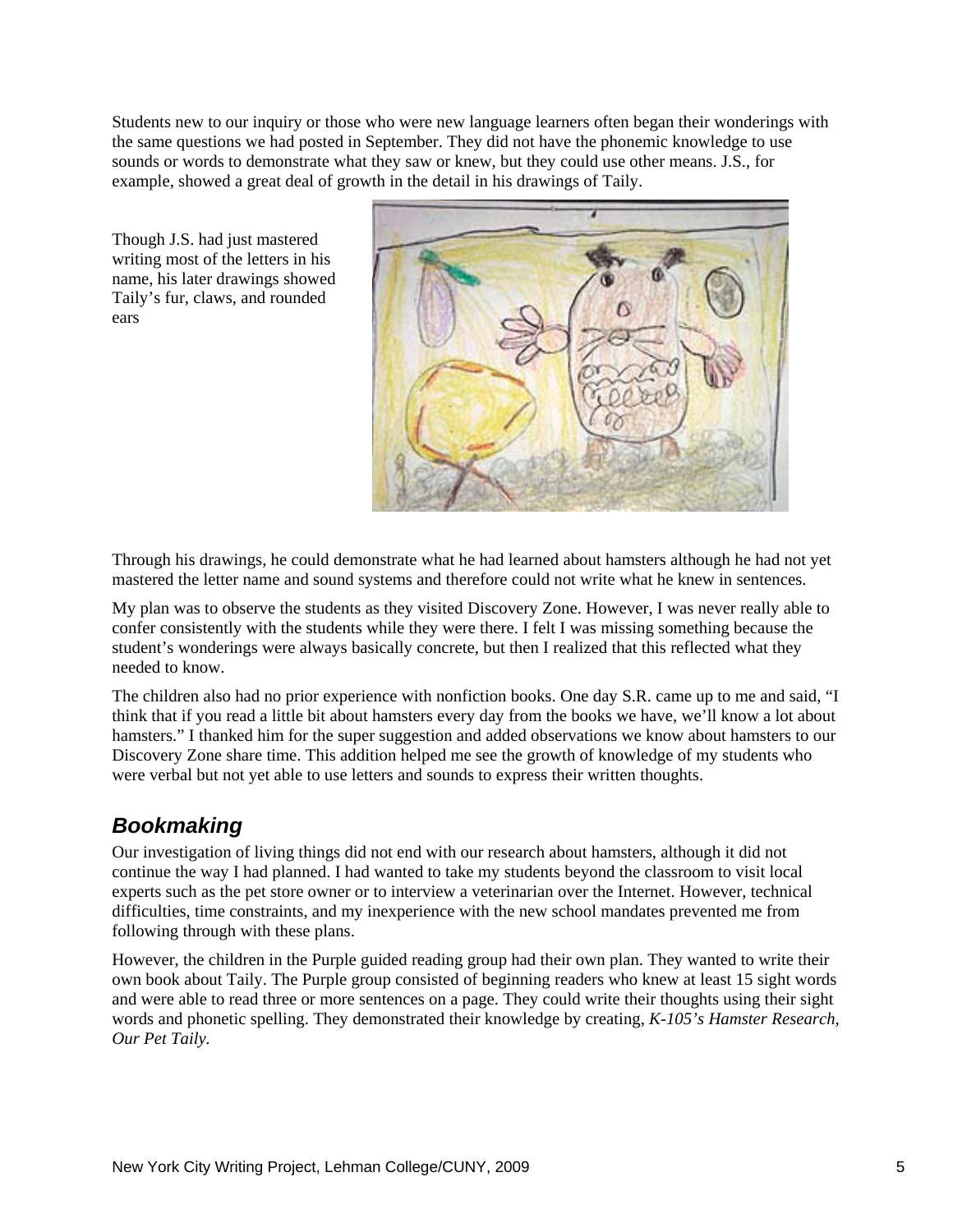Students new to our inquiry or those who were new language learners often began their wonderings with the same questions we had posted in September. They did not have the phonemic knowledge to use sounds or words to demonstrate what they saw or knew, but they could use other means. J.S., for example, showed a great deal of growth in the detail in his drawings of Taily.

Though J.S. had just mastered writing most of the letters in his name, his later drawings showed Taily's fur, claws, and rounded ears

Through his drawings, he could demonstrate what he had learned about hamsters although he had not yet mastered the letter name and sound systems and therefore could not write what he knew in sentences.

My plan was to observe the students as they visited Discovery Zone. However, I was never really able to confer consistently with the students while they were there. I felt I was missing something because the student's wonderings were always basically concrete, but then I realized that this reflected what they needed to know.

The children also had no prior experience with nonfiction books. One day S.R. came up to me and said, "I think that if you read a little bit about hamsters every day from the books we have, we'll know a lot about hamsters." I thanked him for the super suggestion and added observations we know about hamsters to our Discovery Zone share time. This addition helped me see the growth of knowledge of my students who were verbal but not yet able to use letters and sounds to express their written thoughts.

## *Bookmaking*

Our investigation of living things did not end with our research about hamsters, although it did not continue the way I had planned. I had wanted to take my students beyond the classroom to visit local experts such as the pet store owner or to interview a veterinarian over the Internet. However, technical difficulties, time constraints, and my inexperience with the new school mandates prevented me from following through with these plans.

However, the children in the Purple guided reading group had their own plan. They wanted to write their own book about Taily. The Purple group consisted of beginning readers who knew at least 15 sight words and were able to read three or more sentences on a page. They could write their thoughts using their sight words and phonetic spelling. They demonstrated their knowledge by creating, *K-105's Hamster Research, Our Pet Taily.*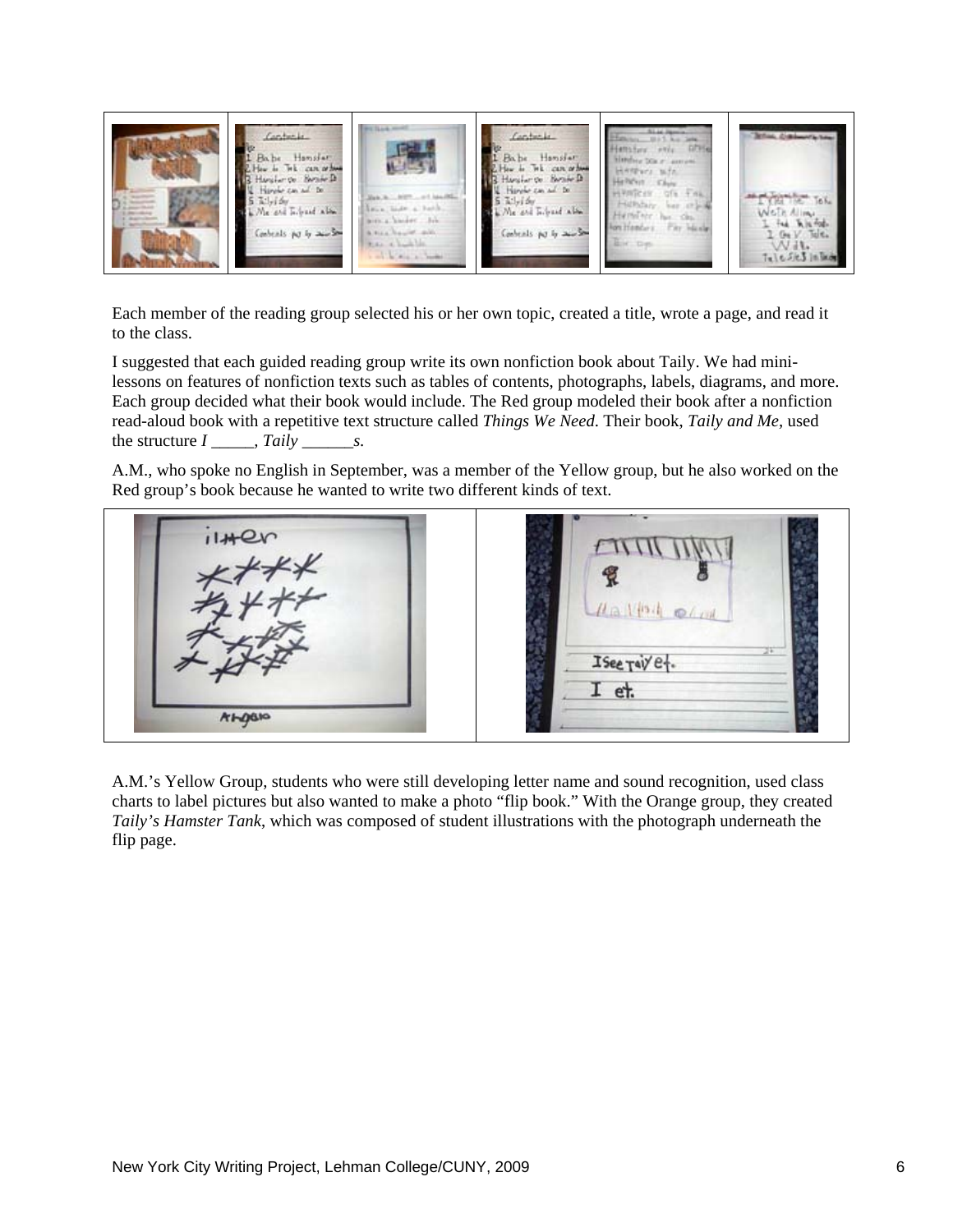Each member of the reading group selected his or her own topic, created a title, wrote a page, and read it to the class.

I suggested that each guided reading group write its own nonfiction book about Taily. We had mini-lessons on features of nonfiction texts such as tables of contents, photographs, labels, diagrams, and more. Each group decided what their book would include. The Red group modeled their book after a nonfiction read-aloud book with a repetitive text structure called *Things We Need*. Their book, *Taily and Me*, used the structure *I _____, Taily ______s.*

A.M., who spoke no English in September, was a member of the Yellow group, but he also worked on the Red group's book because he wanted to write two different kinds of text.

A.M.'s Yellow Group, students who were still developing letter name and sound recognition, used class charts to label pictures but also wanted to make a photo "flip book." With the Orange group, they created *Taily's Hamster Tank*, which was composed of student illustrations with the photograph underneath the flip page.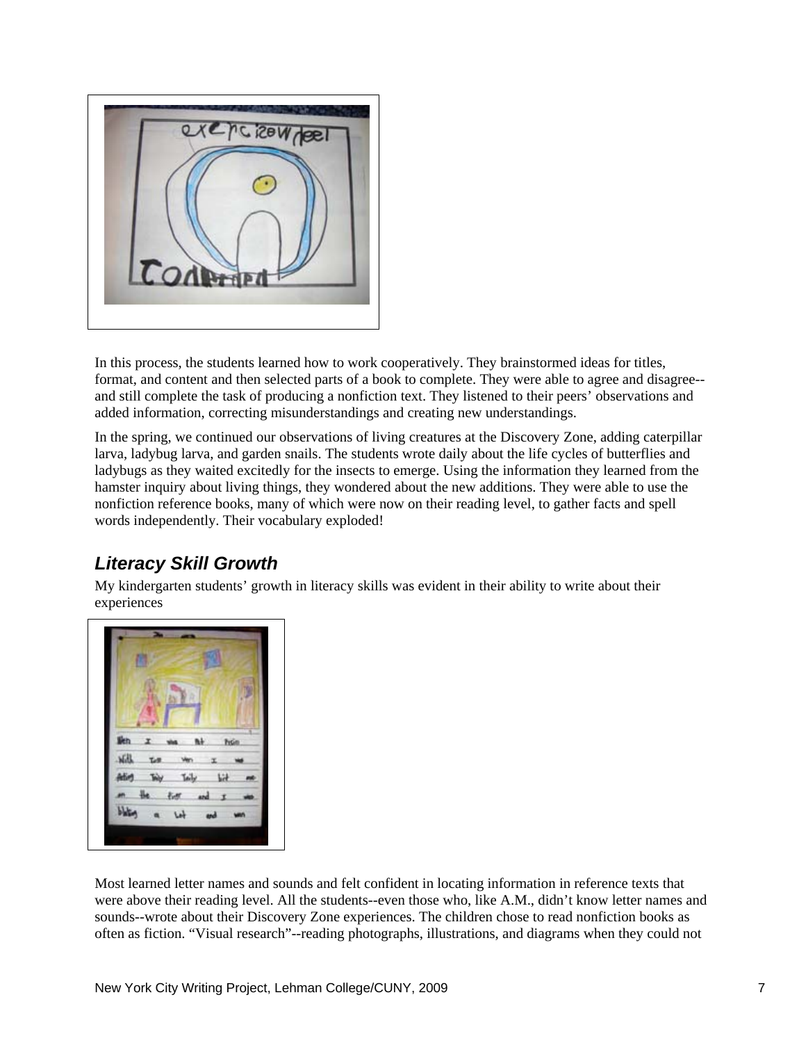In this process, the students learned how to work cooperatively. They brainstormed ideas for titles, format, and content and then selected parts of a book to complete. They were able to agree and disagree--and still complete the task of producing a nonfiction text. They listened to their peers' observations and added information, correcting misunderstandings and creating new understandings.

In the spring, we continued our observations of living creatures at the Discovery Zone, adding caterpillar larva, ladybug larva, and garden snails. The students wrote daily about the life cycles of butterflies and ladybugs as they waited excitedly for the insects to emerge. Using the information they learned from the hamster inquiry about living things, they wondered about the new additions. They were able to use the nonfiction reference books, many of which were now on their reading level, to gather facts and spell words independently. Their vocabulary exploded!

## *Literacy Skill Growth*

My kindergarten students' growth in literacy skills was evident in their ability to write about their experiences

Most learned letter names and sounds and felt confident in locating information in reference texts that were above their reading level. All the students--even those who, like A.M., didn't know letter names and sounds--wrote about their Discovery Zone experiences. The children chose to read nonfiction books as often as fiction. "Visual research"--reading photographs, illustrations, and diagrams when they could not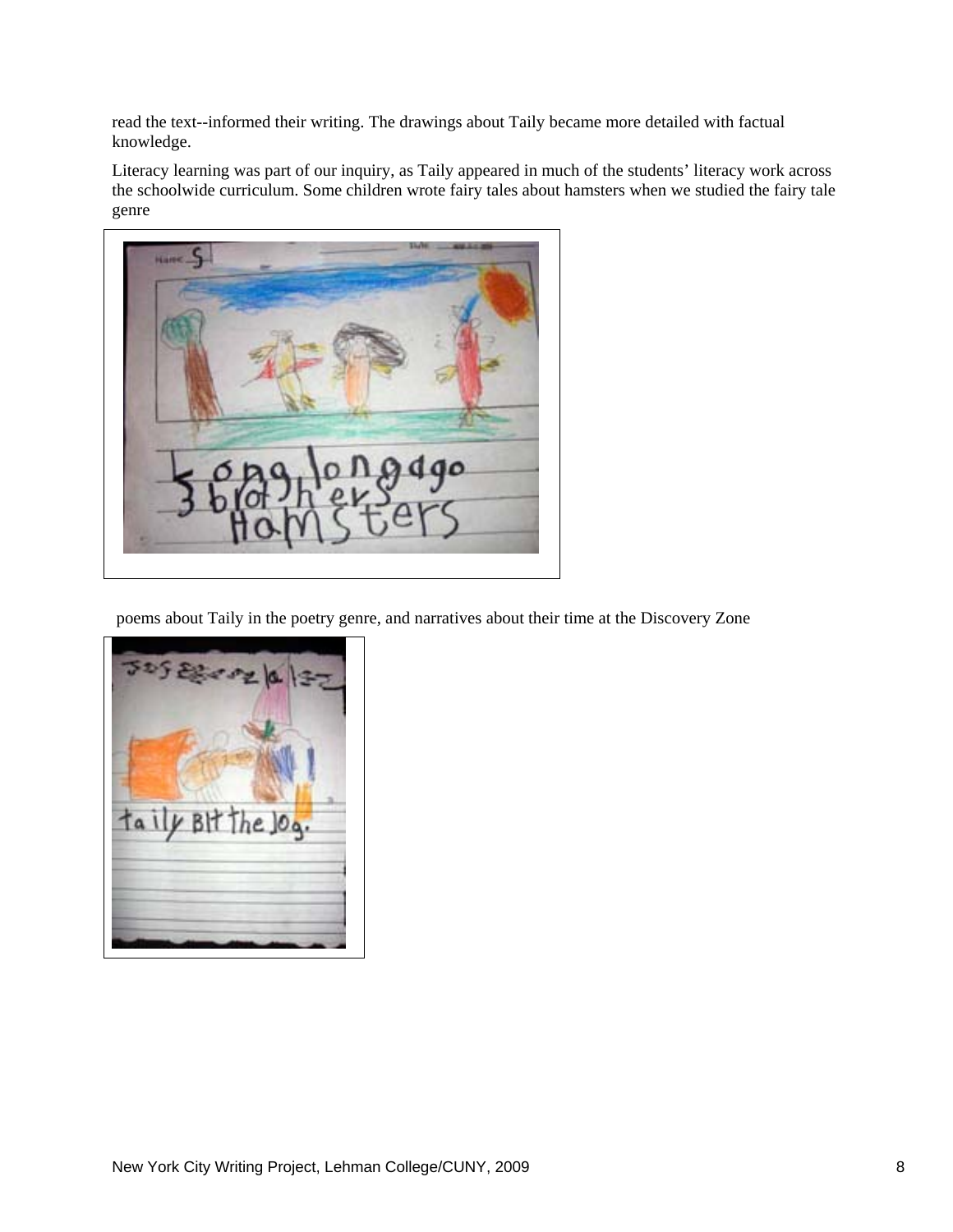read the text--informed their writing. The drawings about Taily became more detailed with factual knowledge.

Literacy learning was part of our inquiry, as Taily appeared in much of the students' literacy work across the schoolwide curriculum. Some children wrote fairy tales about hamsters when we studied the fairy tale genre

poems about Taily in the poetry genre, and narratives about their time at the Discovery Zone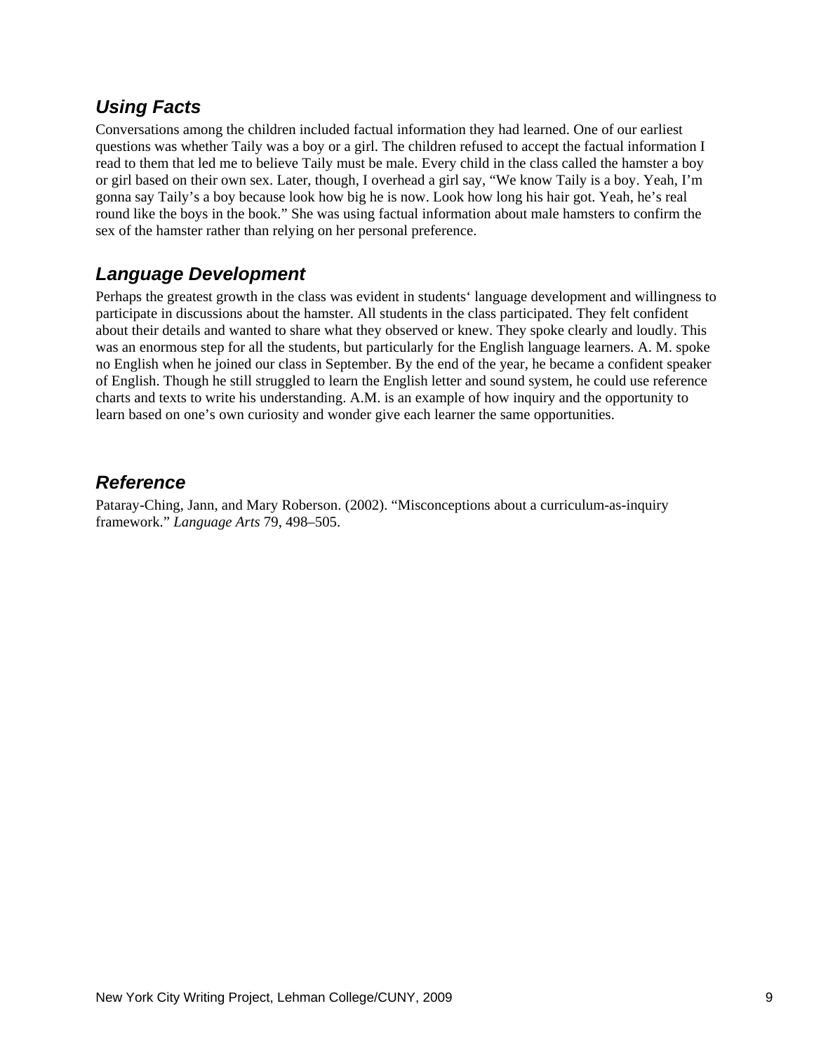### *Using Facts*

Conversations among the children included factual information they had learned. One of our earliest questions was whether Taily was a boy or a girl. The children refused to accept the factual information I read to them that led me to believe Taily must be male. Every child in the class called the hamster a boy or girl based on their own sex. Later, though, I overhead a girl say, "We know Taily is a boy. Yeah, I'm gonna say Taily's a boy because look how big he is now. Look how long his hair got. Yeah, he's real round like the boys in the book." She was using factual information about male hamsters to confirm the sex of the hamster rather than relying on her personal preference.

### *Language Development*

Perhaps the greatest growth in the class was evident in students' language development and willingness to participate in discussions about the hamster. All students in the class participated. They felt confident about their details and wanted to share what they observed or knew. They spoke clearly and loudly. This was an enormous step for all the students, but particularly for the English language learners. A. M. spoke no English when he joined our class in September. By the end of the year, he became a confident speaker of English. Though he still struggled to learn the English letter and sound system, he could use reference charts and texts to write his understanding. A.M. is an example of how inquiry and the opportunity to learn based on one's own curiosity and wonder give each learner the same opportunities.

### *Reference*

Pataray-Ching, Jann, and Mary Roberson. (2002). "Misconceptions about a curriculum-as-inquiry framework." *Language Arts* 79, 498–505.